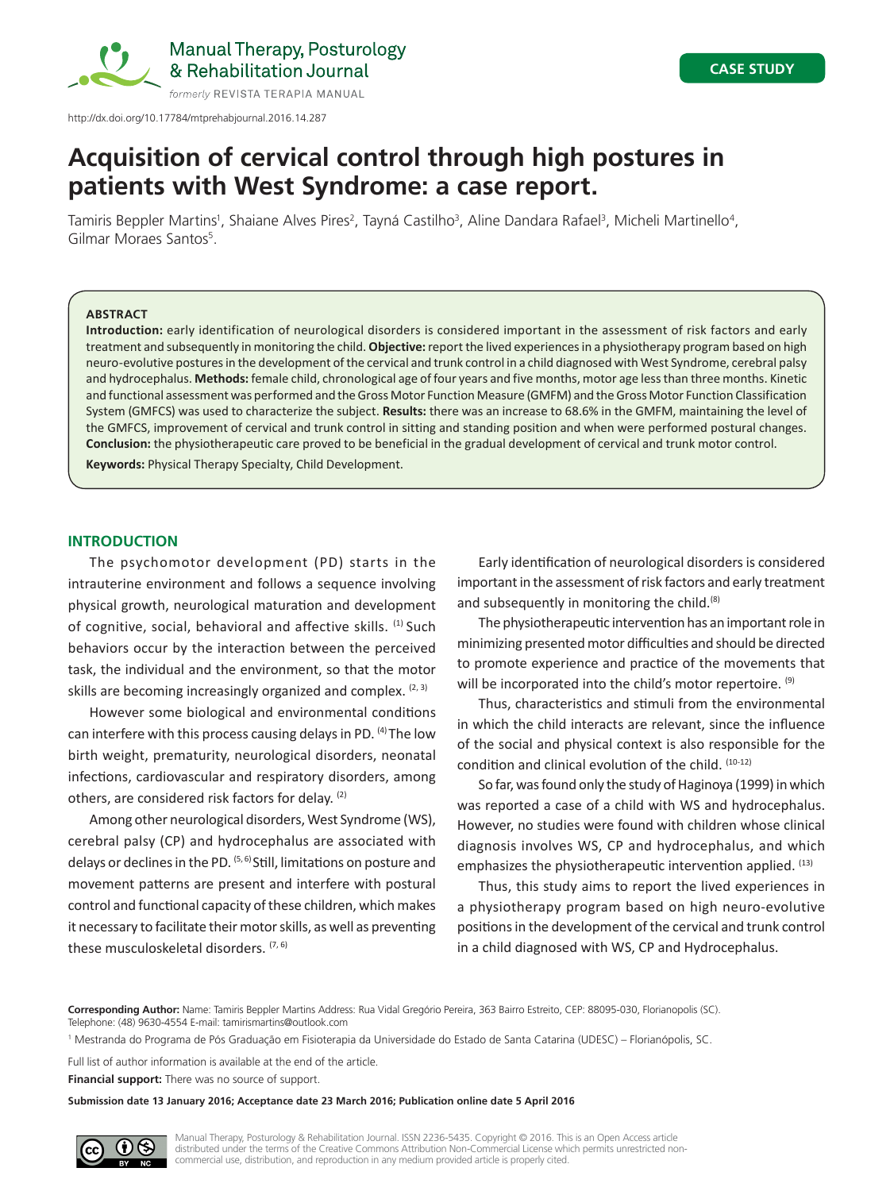CASE STUDY

http://dx.doi.org/10.17784/mtprehabjournal.2016.14.287

# Acquisition of cervical control through high postures in patients with West Syndrome: a case report.

Tamiris Beppler Martins[1], Shaiane Alves Pires[2], Tayná Castilho[3], Aline Dandara Rafael[3], Micheli Martinello[4], Gilmar Moraes Santos[5].

### ABSTRACT

**Introduction:** early identification of neurological disorders is considered important in the assessment of risk factors and early treatment and subsequently in monitoring the child. **Objective:** report the lived experiences in a physiotherapy program based on high neuro-evolutive postures in the development of the cervical and trunk control in a child diagnosed with West Syndrome, cerebral palsy and hydrocephalus. **Methods:** female child, chronological age of four years and five months, motor age less than three months. Kinetic and functional assessment was performed and the Gross Motor Function Measure (GMFM) and the Gross Motor Function Classification System (GMFCS) was used to characterize the subject. **Results:** there was an increase to 68.6% in the GMFM, maintaining the level of the GMFCS, improvement of cervical and trunk control in sitting and standing position and when were performed postural changes. **Conclusion:** the physiotherapeutic care proved to be beneficial in the gradual development of cervical and trunk motor control.

**Keywords:** Physical Therapy Specialty, Child Development.

## INTRODUCTION

The psychomotor development (PD) starts in the intrauterine environment and follows a sequence involving physical growth, neurological maturation and development of cognitive, social, behavioral and affective skills. [1] Such behaviors occur by the interaction between the perceived task, the individual and the environment, so that the motor skills are becoming increasingly organized and complex. [2, 3]

However some biological and environmental conditions can interfere with this process causing delays in PD. [4] The low birth weight, prematurity, neurological disorders, neonatal infections, cardiovascular and respiratory disorders, among others, are considered risk factors for delay. [2]

Among other neurological disorders, West Syndrome (WS), cerebral palsy (CP) and hydrocephalus are associated with delays or declines in the PD. [5, 6] Still, limitations on posture and movement patterns are present and interfere with postural control and functional capacity of these children, which makes it necessary to facilitate their motor skills, as well as preventing these musculoskeletal disorders. [7, 6]

Early identification of neurological disorders is considered important in the assessment of risk factors and early treatment and subsequently in monitoring the child.[8]

The physiotherapeutic intervention has an important role in minimizing presented motor difficulties and should be directed to promote experience and practice of the movements that will be incorporated into the child's motor repertoire. [9]

Thus, characteristics and stimuli from the environmental in which the child interacts are relevant, since the influence of the social and physical context is also responsible for the condition and clinical evolution of the child. [10-12]

So far, was found only the study of Haginoya (1999) in which was reported a case of a child with WS and hydrocephalus. However, no studies were found with children whose clinical diagnosis involves WS, CP and hydrocephalus, and which emphasizes the physiotherapeutic intervention applied. [13]

Thus, this study aims to report the lived experiences in a physiotherapy program based on high neuro-evolutive positions in the development of the cervical and trunk control in a child diagnosed with WS, CP and Hydrocephalus.

**Corresponding Author:** Name: Tamiris Beppler Martins Address: Rua Vidal Gregório Pereira, 363 Bairro Estreito, CEP: 88095-030, Florianopolis (SC). Telephone: (48) 9630-4554 E-mail: tamirismartins@outlook.com

[1] Mestranda do Programa de Pós Graduação em Fisioterapia da Universidade do Estado de Santa Catarina (UDESC) – Florianópolis, SC.

Full list of author information is available at the end of the article.

**Financial support:** There was no source of support.

**Submission date 13 January 2016; Acceptance date 23 March 2016; Publication online date 5 April 2016**

Manual Therapy, Posturology & Rehabilitation Journal. ISSN 2236-5435. Copyright © 2016. This is an Open Access article distributed under the terms of the Creative Commons Attribution Non-Commercial License which permits unrestricted non-commercial use, distribution, and reproduction in any medium provided article is properly cited.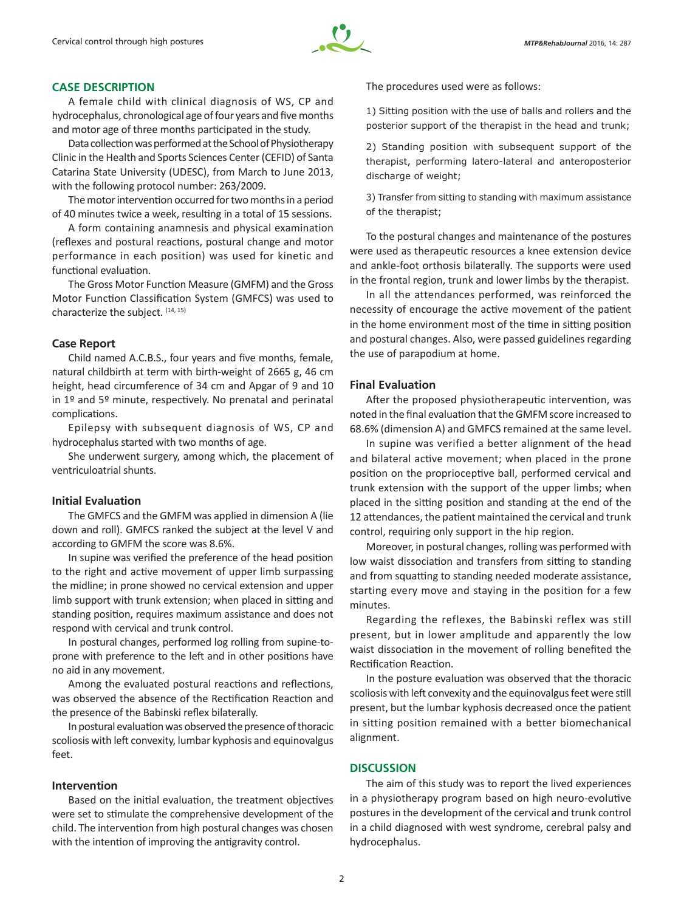## CASE DESCRIPTION

A female child with clinical diagnosis of WS, CP and hydrocephalus, chronological age of four years and five months and motor age of three months participated in the study.

Data collection was performed at the School of Physiotherapy Clinic in the Health and Sports Sciences Center (CEFID) of Santa Catarina State University (UDESC), from March to June 2013, with the following protocol number: 263/2009.

The motor intervention occurred for two months in a period of 40 minutes twice a week, resulting in a total of 15 sessions.

A form containing anamnesis and physical examination (reflexes and postural reactions, postural change and motor performance in each position) was used for kinetic and functional evaluation.

The Gross Motor Function Measure (GMFM) and the Gross Motor Function Classification System (GMFCS) was used to characterize the subject. [14, 15]

### Case Report

Child named A.C.B.S., four years and five months, female, natural childbirth at term with birth-weight of 2665 g, 46 cm height, head circumference of 34 cm and Apgar of 9 and 10 in 1º and 5º minute, respectively. No prenatal and perinatal complications.

Epilepsy with subsequent diagnosis of WS, CP and hydrocephalus started with two months of age.

She underwent surgery, among which, the placement of ventriculoatrial shunts.

### Initial Evaluation

The GMFCS and the GMFM was applied in dimension A (lie down and roll). GMFCS ranked the subject at the level V and according to GMFM the score was 8.6%.

In supine was verified the preference of the head position to the right and active movement of upper limb surpassing the midline; in prone showed no cervical extension and upper limb support with trunk extension; when placed in sitting and standing position, requires maximum assistance and does not respond with cervical and trunk control.

In postural changes, performed log rolling from supine-to-prone with preference to the left and in other positions have no aid in any movement.

Among the evaluated postural reactions and reflections, was observed the absence of the Rectification Reaction and the presence of the Babinski reflex bilaterally.

In postural evaluation was observed the presence of thoracic scoliosis with left convexity, lumbar kyphosis and equinovalgus feet.

### Intervention

Based on the initial evaluation, the treatment objectives were set to stimulate the comprehensive development of the child. The intervention from high postural changes was chosen with the intention of improving the antigravity control.

The procedures used were as follows:

1) Sitting position with the use of balls and rollers and the posterior support of the therapist in the head and trunk;

2) Standing position with subsequent support of the therapist, performing latero-lateral and anteroposterior discharge of weight;

3) Transfer from sitting to standing with maximum assistance of the therapist;

To the postural changes and maintenance of the postures were used as therapeutic resources a knee extension device and ankle-foot orthosis bilaterally. The supports were used in the frontal region, trunk and lower limbs by the therapist.

In all the attendances performed, was reinforced the necessity of encourage the active movement of the patient in the home environment most of the time in sitting position and postural changes. Also, were passed guidelines regarding the use of parapodium at home.

### Final Evaluation

After the proposed physiotherapeutic intervention, was noted in the final evaluation that the GMFM score increased to 68.6% (dimension A) and GMFCS remained at the same level.

In supine was verified a better alignment of the head and bilateral active movement; when placed in the prone position on the proprioceptive ball, performed cervical and trunk extension with the support of the upper limbs; when placed in the sitting position and standing at the end of the 12 attendances, the patient maintained the cervical and trunk control, requiring only support in the hip region.

Moreover, in postural changes, rolling was performed with low waist dissociation and transfers from sitting to standing and from squatting to standing needed moderate assistance, starting every move and staying in the position for a few minutes.

Regarding the reflexes, the Babinski reflex was still present, but in lower amplitude and apparently the low waist dissociation in the movement of rolling benefited the Rectification Reaction.

In the posture evaluation was observed that the thoracic scoliosis with left convexity and the equinovalgus feet were still present, but the lumbar kyphosis decreased once the patient in sitting position remained with a better biomechanical alignment.

## DISCUSSION

The aim of this study was to report the lived experiences in a physiotherapy program based on high neuro-evolutive postures in the development of the cervical and trunk control in a child diagnosed with west syndrome, cerebral palsy and hydrocephalus.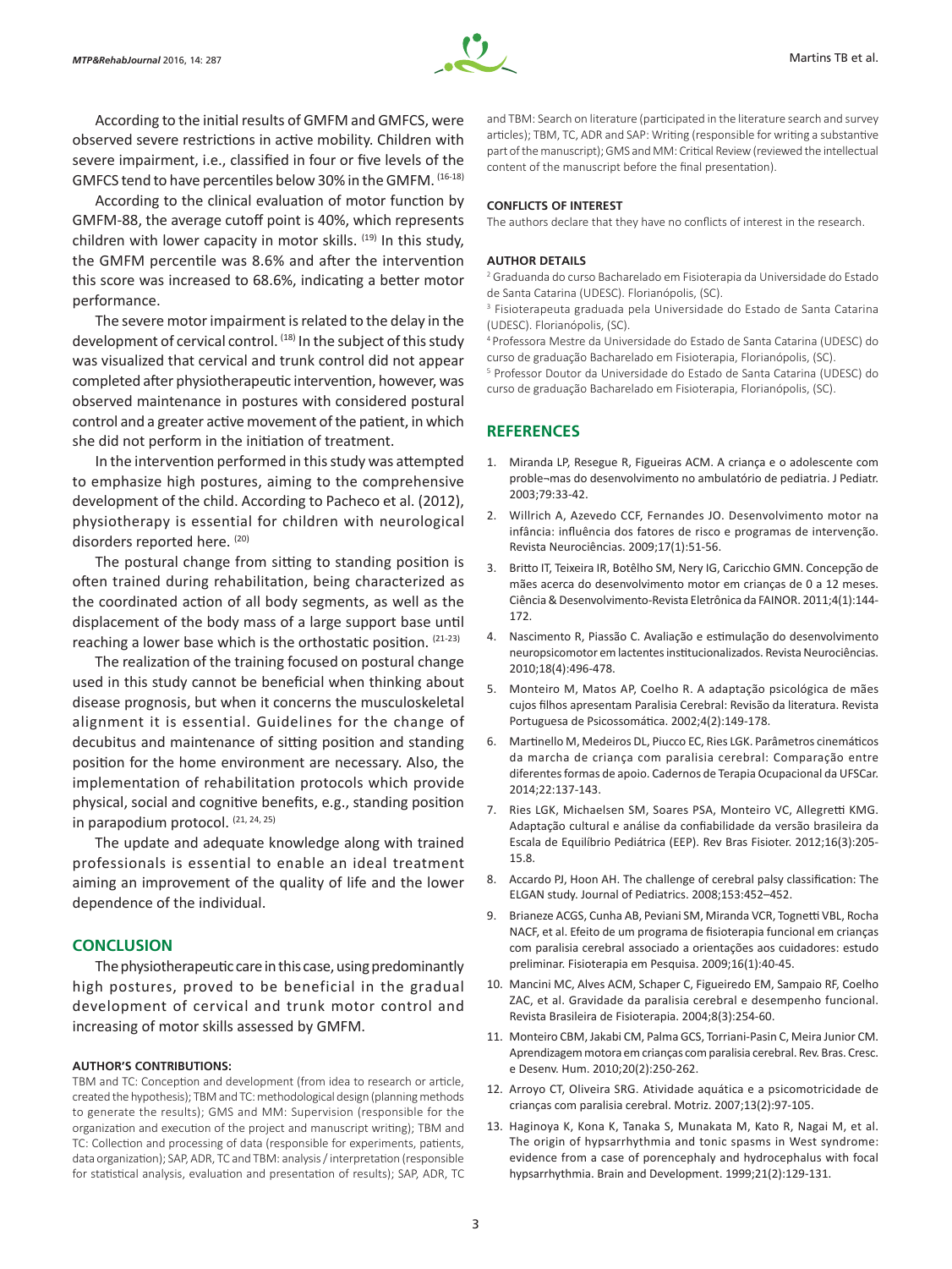According to the initial results of GMFM and GMFCS, were observed severe restrictions in active mobility. Children with severe impairment, i.e., classified in four or five levels of the GMFCS tend to have percentiles below 30% in the GMFM. [16-18]

According to the clinical evaluation of motor function by GMFM-88, the average cutoff point is 40%, which represents children with lower capacity in motor skills. [19] In this study, the GMFM percentile was 8.6% and after the intervention this score was increased to 68.6%, indicating a better motor performance.

The severe motor impairment is related to the delay in the development of cervical control. [18] In the subject of this study was visualized that cervical and trunk control did not appear completed after physiotherapeutic intervention, however, was observed maintenance in postures with considered postural control and a greater active movement of the patient, in which she did not perform in the initiation of treatment.

In the intervention performed in this study was attempted to emphasize high postures, aiming to the comprehensive development of the child. According to Pacheco et al. (2012), physiotherapy is essential for children with neurological disorders reported here. [20]

The postural change from sitting to standing position is often trained during rehabilitation, being characterized as the coordinated action of all body segments, as well as the displacement of the body mass of a large support base until reaching a lower base which is the orthostatic position. [21-23]

The realization of the training focused on postural change used in this study cannot be beneficial when thinking about disease prognosis, but when it concerns the musculoskeletal alignment it is essential. Guidelines for the change of decubitus and maintenance of sitting position and standing position for the home environment are necessary. Also, the implementation of rehabilitation protocols which provide physical, social and cognitive benefits, e.g., standing position in parapodium protocol. [21, 24, 25]

The update and adequate knowledge along with trained professionals is essential to enable an ideal treatment aiming an improvement of the quality of life and the lower dependence of the individual.

## CONCLUSION

The physiotherapeutic care in this case, using predominantly high postures, proved to be beneficial in the gradual development of cervical and trunk motor control and increasing of motor skills assessed by GMFM.

#### AUTHOR'S CONTRIBUTIONS:

TBM and TC: Conception and development (from idea to research or article, created the hypothesis); TBM and TC: methodological design (planning methods to generate the results); GMS and MM: Supervision (responsible for the organization and execution of the project and manuscript writing); TBM and TC: Collection and processing of data (responsible for experiments, patients, data organization); SAP, ADR, TC and TBM: analysis / interpretation (responsible for statistical analysis, evaluation and presentation of results); SAP, ADR, TC and TBM: Search on literature (participated in the literature search and survey articles); TBM, TC, ADR and SAP: Writing (responsible for writing a substantive part of the manuscript); GMS and MM: Critical Review (reviewed the intellectual content of the manuscript before the final presentation).

#### CONFLICTS OF INTEREST

The authors declare that they have no conflicts of interest in the research.

#### AUTHOR DETAILS

[2] Graduanda do curso Bacharelado em Fisioterapia da Universidade do Estado de Santa Catarina (UDESC). Florianópolis, (SC).

[3] Fisioterapeuta graduada pela Universidade do Estado de Santa Catarina (UDESC). Florianópolis, (SC).

[4] Professora Mestre da Universidade do Estado de Santa Catarina (UDESC) do curso de graduação Bacharelado em Fisioterapia, Florianópolis, (SC).

[5] Professor Doutor da Universidade do Estado de Santa Catarina (UDESC) do curso de graduação Bacharelado em Fisioterapia, Florianópolis, (SC).

## REFERENCES

1. Miranda LP, Resegue R, Figueiras ACM. A criança e o adolescente com proble¬mas do desenvolvimento no ambulatório de pediatria. J Pediatr. 2003;79:33-42.
2. Willrich A, Azevedo CCF, Fernandes JO. Desenvolvimento motor na infância: influência dos fatores de risco e programas de intervenção. Revista Neurociências. 2009;17(1):51-56.
3. Britto IT, Teixeira IR, Botêlho SM, Nery IG, Caricchio GMN. Concepção de mães acerca do desenvolvimento motor em crianças de 0 a 12 meses. Ciência & Desenvolvimento-Revista Eletrônica da FAINOR. 2011;4(1):144-172.
4. Nascimento R, Piassão C. Avaliação e estimulação do desenvolvimento neuropsicomotor em lactentes institucionalizados. Revista Neurociências. 2010;18(4):496-478.
5. Monteiro M, Matos AP, Coelho R. A adaptação psicológica de mães cujos filhos apresentam Paralisia Cerebral: Revisão da literatura. Revista Portuguesa de Psicossomática. 2002;4(2):149-178.
6. Martinello M, Medeiros DL, Piucco EC, Ries LGK. Parâmetros cinemáticos da marcha de criança com paralisia cerebral: Comparação entre diferentes formas de apoio. Cadernos de Terapia Ocupacional da UFSCar. 2014;22:137-143.
7. Ries LGK, Michaelsen SM, Soares PSA, Monteiro VC, Allegretti KMG. Adaptação cultural e análise da confiabilidade da versão brasileira da Escala de Equilíbrio Pediátrica (EEP). Rev Bras Fisioter. 2012;16(3):205-15.8.
8. Accardo PJ, Hoon AH. The challenge of cerebral palsy classification: The ELGAN study. Journal of Pediatrics. 2008;153:452–452.
9. Brianeze ACGS, Cunha AB, Peviani SM, Miranda VCR, Tognetti VBL, Rocha NACF, et al. Efeito de um programa de fisioterapia funcional em crianças com paralisia cerebral associado a orientações aos cuidadores: estudo preliminar. Fisioterapia em Pesquisa. 2009;16(1):40-45.
10. Mancini MC, Alves ACM, Schaper C, Figueiredo EM, Sampaio RF, Coelho ZAC, et al. Gravidade da paralisia cerebral e desempenho funcional. Revista Brasileira de Fisioterapia. 2004;8(3):254-60.
11. Monteiro CBM, Jakabi CM, Palma GCS, Torriani-Pasin C, Meira Junior CM. Aprendizagem motora em crianças com paralisia cerebral. Rev. Bras. Cresc. e Desenv. Hum. 2010;20(2):250-262.
12. Arroyo CT, Oliveira SRG. Atividade aquática e a psicomotricidade de crianças com paralisia cerebral. Motriz. 2007;13(2):97-105.
13. Haginoya K, Kona K, Tanaka S, Munakata M, Kato R, Nagai M, et al. The origin of hypsarrhythmia and tonic spasms in West syndrome: evidence from a case of porencephaly and hydrocephalus with focal hypsarrhythmia. Brain and Development. 1999;21(2):129-131.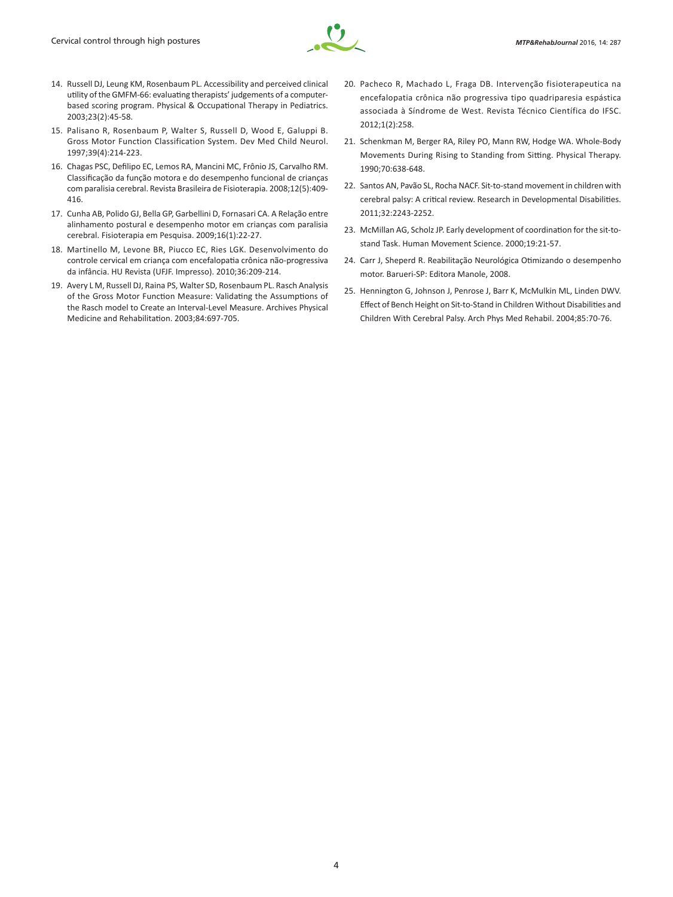14. Russell DJ, Leung KM, Rosenbaum PL. Accessibility and perceived clinical utility of the GMFM-66: evaluating therapists' judgements of a computer-based scoring program. Physical & Occupational Therapy in Pediatrics. 2003;23(2):45-58.
15. Palisano R, Rosenbaum P, Walter S, Russell D, Wood E, Galuppi B. Gross Motor Function Classification System. Dev Med Child Neurol. 1997;39(4):214-223.
16. Chagas PSC, Defilipo EC, Lemos RA, Mancini MC, Frônio JS, Carvalho RM. Classificação da função motora e do desempenho funcional de crianças com paralisia cerebral. Revista Brasileira de Fisioterapia. 2008;12(5):409-416.
17. Cunha AB, Polido GJ, Bella GP, Garbellini D, Fornasari CA. A Relação entre alinhamento postural e desempenho motor em crianças com paralisia cerebral. Fisioterapia em Pesquisa. 2009;16(1):22-27.
18. Martinello M, Levone BR, Piucco EC, Ries LGK. Desenvolvimento do controle cervical em criança com encefalopatia crônica não-progressiva da infância. HU Revista (UFJF. Impresso). 2010;36:209-214.
19. Avery L M, Russell DJ, Raina PS, Walter SD, Rosenbaum PL. Rasch Analysis of the Gross Motor Function Measure: Validating the Assumptions of the Rasch model to Create an Interval-Level Measure. Archives Physical Medicine and Rehabilitation. 2003;84:697-705.
20. Pacheco R, Machado L, Fraga DB. Intervenção fisioterapeutica na encefalopatia crônica não progressiva tipo quadriparesia espástica associada à Síndrome de West. Revista Técnico Científica do IFSC. 2012;1(2):258.
21. Schenkman M, Berger RA, Riley PO, Mann RW, Hodge WA. Whole-Body Movements During Rising to Standing from Sitting. Physical Therapy. 1990;70:638-648.
22. Santos AN, Pavão SL, Rocha NACF. Sit-to-stand movement in children with cerebral palsy: A critical review. Research in Developmental Disabilities. 2011;32:2243-2252.
23. McMillan AG, Scholz JP. Early development of coordination for the sit-to-stand Task. Human Movement Science. 2000;19:21-57.
24. Carr J, Sheperd R. Reabilitação Neurológica Otimizando o desempenho motor. Barueri-SP: Editora Manole, 2008.
25. Hennington G, Johnson J, Penrose J, Barr K, McMulkin ML, Linden DWV. Effect of Bench Height on Sit-to-Stand in Children Without Disabilities and Children With Cerebral Palsy. Arch Phys Med Rehabil. 2004;85:70-76.